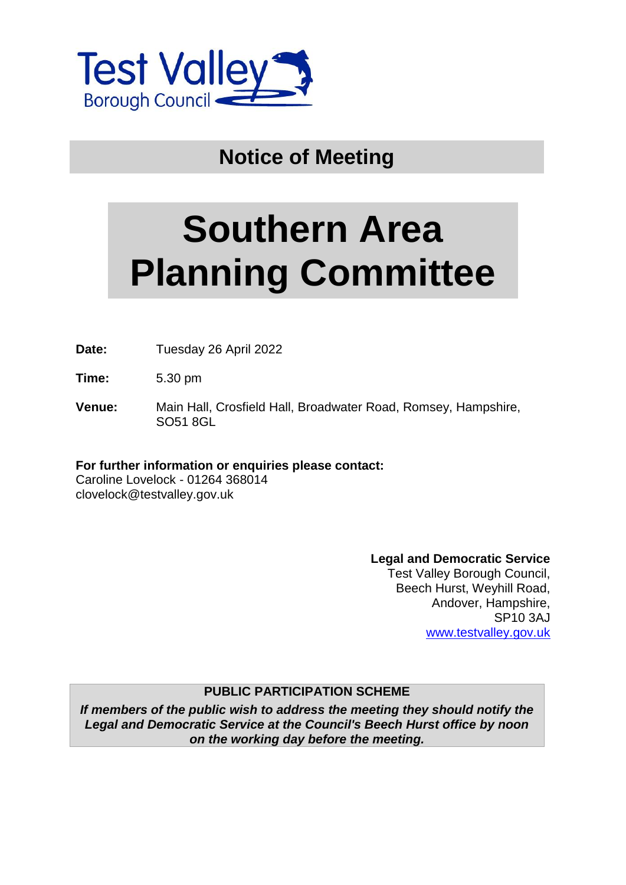Test Valley
Borough Council

## Notice of Meeting

# Southern Area Planning Committee

**Date:** Tuesday 26 April 2022

**Time:** 5.30 pm

**Venue:** Main Hall, Crosfield Hall, Broadwater Road, Romsey, Hampshire, SO51 8GL

**For further information or enquiries please contact:**
Caroline Lovelock - 01264 368014
clovelock@testvalley.gov.uk

**Legal and Democratic Service**
Test Valley Borough Council,
Beech Hurst, Weyhill Road,
Andover, Hampshire,
SP10 3AJ
www.testvalley.gov.uk

**PUBLIC PARTICIPATION SCHEME**

***If members of the public wish to address the meeting they should notify the Legal and Democratic Service at the Council's Beech Hurst office by noon on the working day before the meeting.***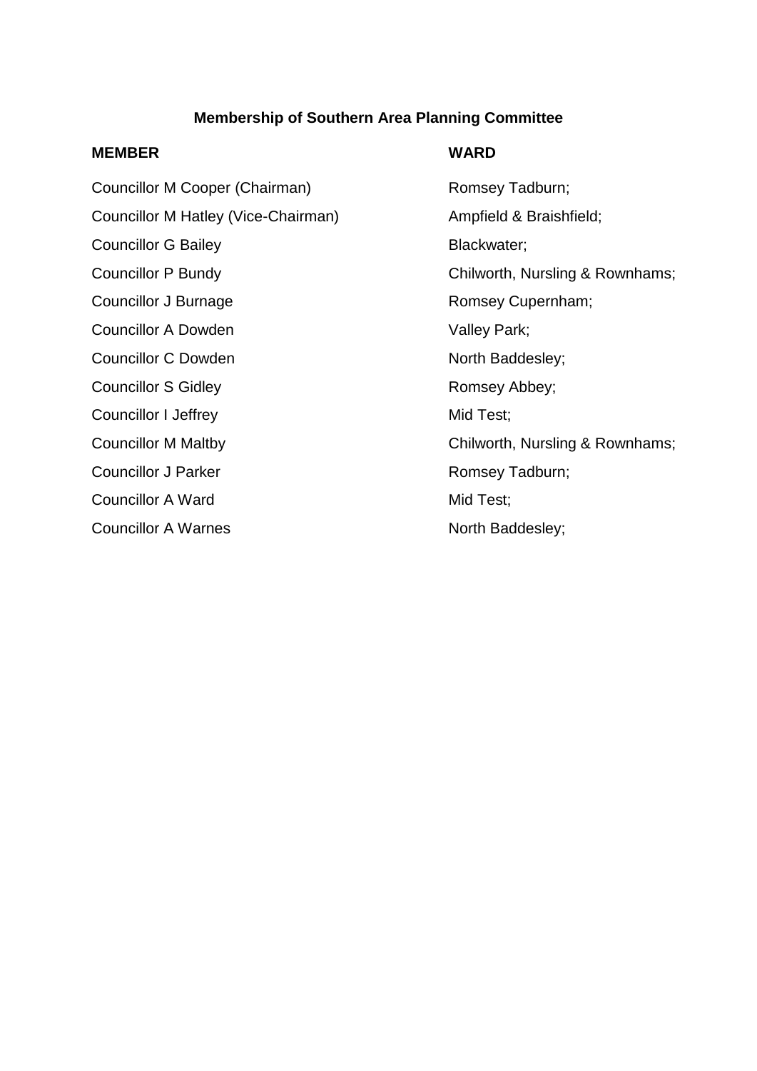**Membership of Southern Area Planning Committee**

| MEMBER | WARD |
| --- | --- |
| Councillor M Cooper (Chairman) | Romsey Tadburn; |
| Councillor M Hatley (Vice-Chairman) | Ampfield & Braishfield; |
| Councillor G Bailey | Blackwater; |
| Councillor P Bundy | Chilworth, Nursling & Rownhams; |
| Councillor J Burnage | Romsey Cupernham; |
| Councillor A Dowden | Valley Park; |
| Councillor C Dowden | North Baddesley; |
| Councillor S Gidley | Romsey Abbey; |
| Councillor I Jeffrey | Mid Test; |
| Councillor M Maltby | Chilworth, Nursling & Rownhams; |
| Councillor J Parker | Romsey Tadburn; |
| Councillor A Ward | Mid Test; |
| Councillor A Warnes | North Baddesley; |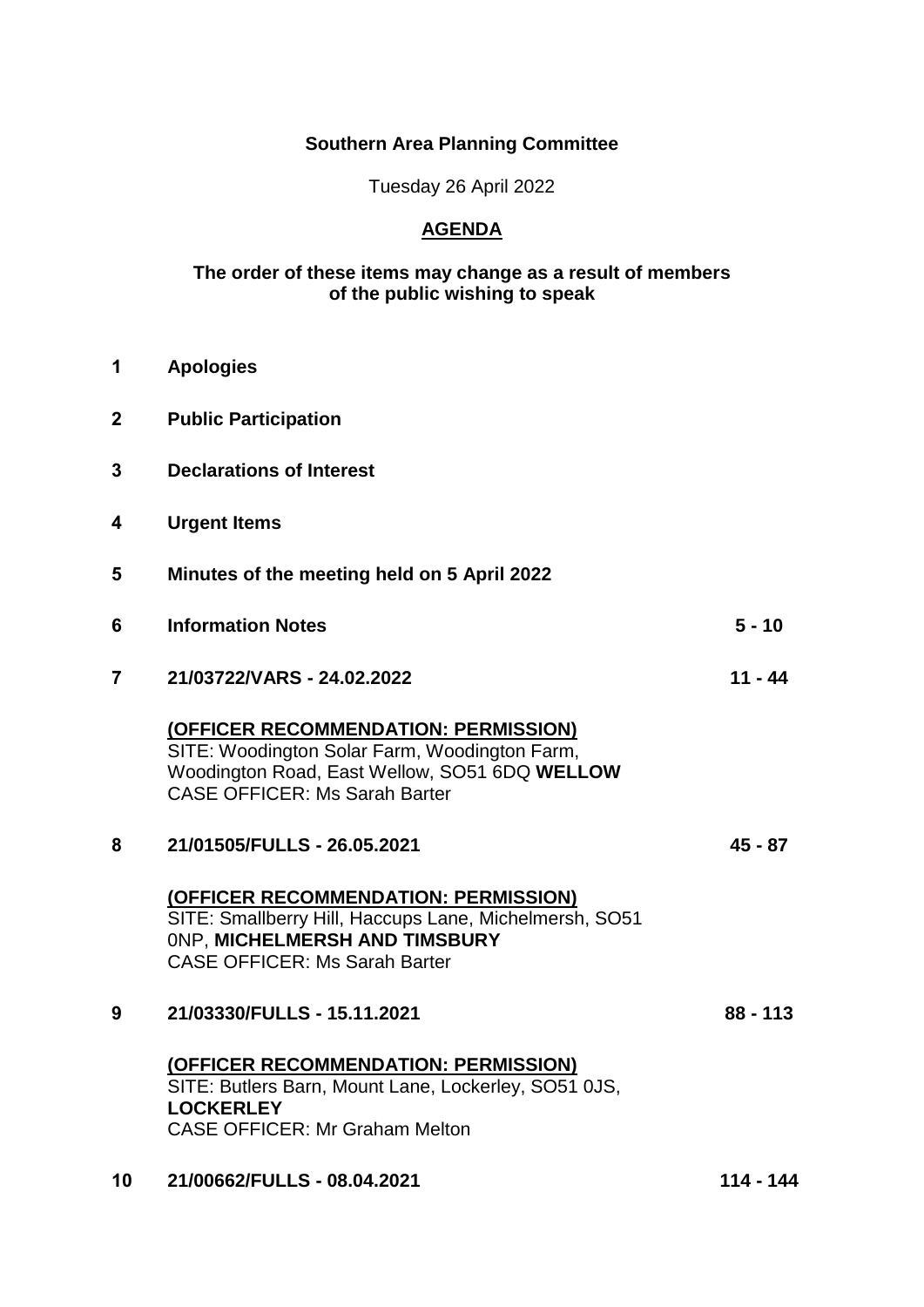**Southern Area Planning Committee**

Tuesday 26 April 2022

**AGENDA**

**The order of these items may change as a result of members of the public wishing to speak**

| | | |
|---|---|---|
| **1** | **Apologies** | |
| **2** | **Public Participation** | |
| **3** | **Declarations of Interest** | |
| **4** | **Urgent Items** | |
| **5** | **Minutes of the meeting held on 5 April 2022** | |
| **6** | **Information Notes** | **5 - 10** |
| **7** | **21/03722/VARS - 24.02.2022** | **11 - 44** |
| | **(OFFICER RECOMMENDATION: PERMISSION)**<br>SITE: Woodington Solar Farm, Woodington Farm, Woodington Road, East Wellow, SO51 6DQ **WELLOW**<br>CASE OFFICER: Ms Sarah Barter | |
| **8** | **21/01505/FULLS - 26.05.2021** | **45 - 87** |
| | **(OFFICER RECOMMENDATION: PERMISSION)**<br>SITE: Smallberry Hill, Haccups Lane, Michelmersh, SO51 0NP, **MICHELMERSH AND TIMSBURY**<br>CASE OFFICER: Ms Sarah Barter | |
| **9** | **21/03330/FULLS - 15.11.2021** | **88 - 113** |
| | **(OFFICER RECOMMENDATION: PERMISSION)**<br>SITE: Butlers Barn, Mount Lane, Lockerley, SO51 0JS, **LOCKERLEY**<br>CASE OFFICER: Mr Graham Melton | |
| **10** | **21/00662/FULLS - 08.04.2021** | **114 - 144** |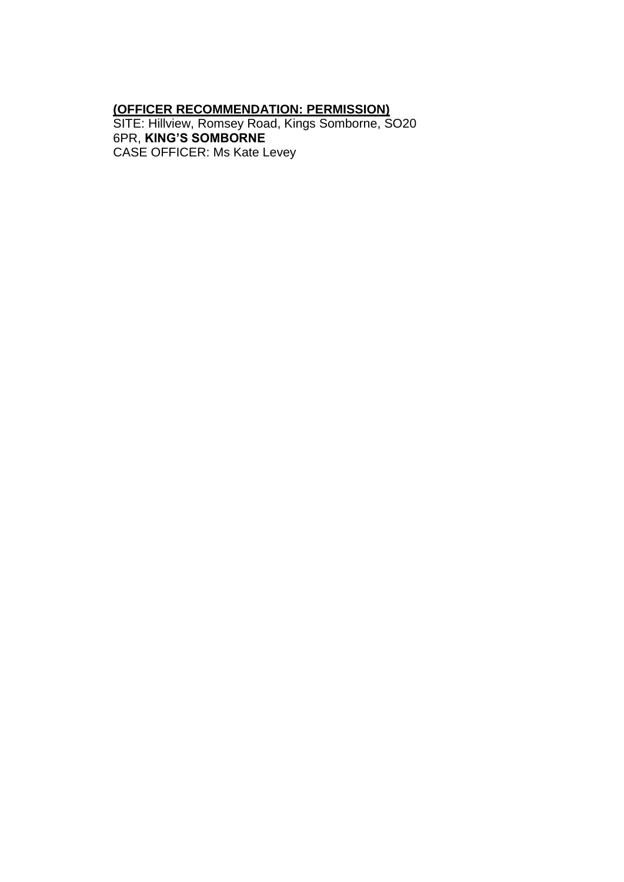**<u>(OFFICER RECOMMENDATION: PERMISSION)</u>**
SITE: Hillview, Romsey Road, Kings Somborne, SO20 6PR, **KING'S SOMBORNE**
CASE OFFICER: Ms Kate Levey